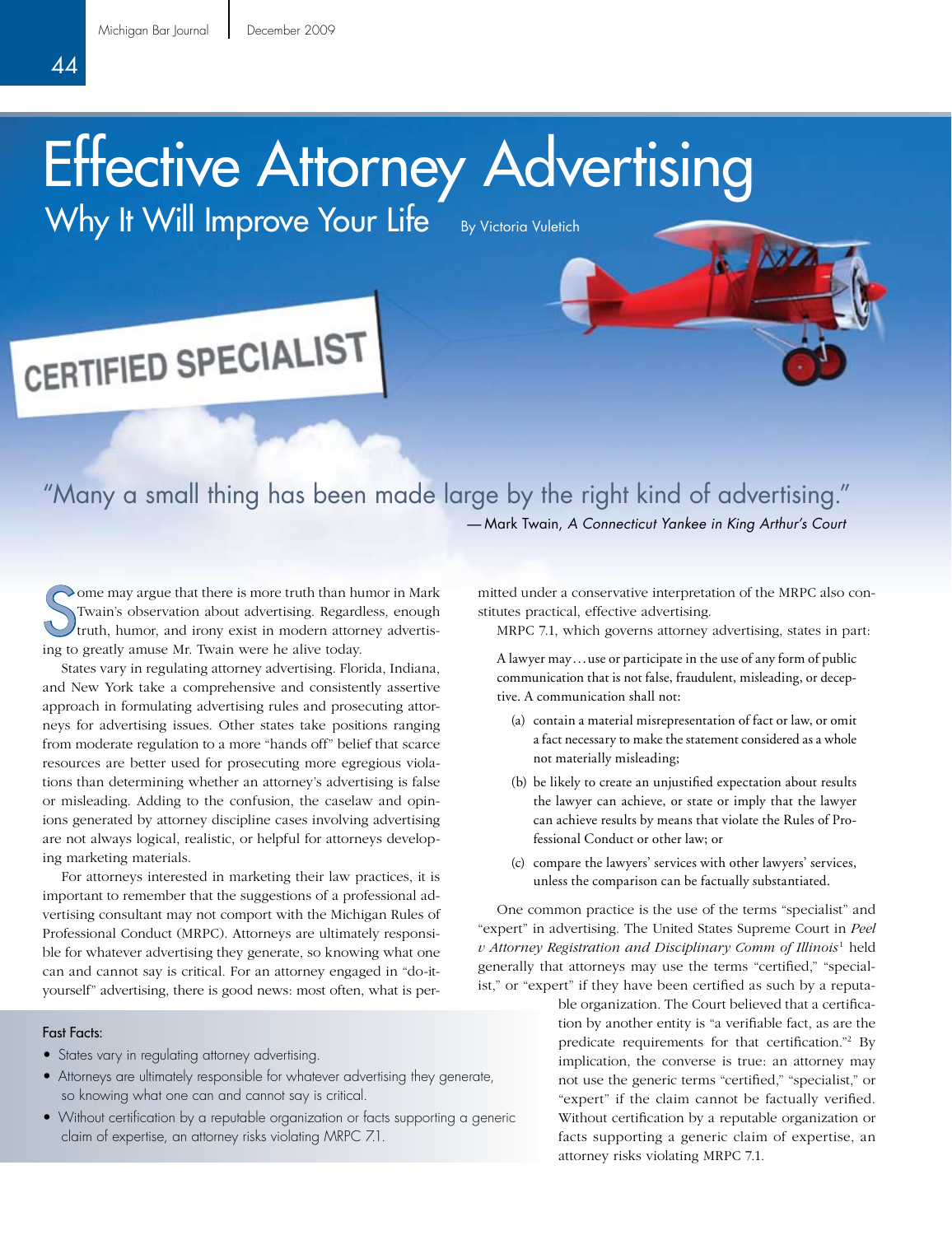# Effective Attorney Advertising

## Why It Will Improve Your Life

By Victoria Vuletich

CERTIFIED SPECIALIST

"Many a small thing has been made large by the right kind of advertising."

—Mark Twain, *A Connecticut Yankee in King Arthur's Court*

Some may argue that there is more truth than humor in Mark Twain's observation about advertising. Regardless, enough truth, humor, and irony exist in modern attorney advertising to greatly amuse Mr. Twain were he alive today.

States vary in regulating attorney advertising. Florida, Indiana, and New York take a comprehensive and consistently assertive approach in formulating advertising rules and prosecuting attorneys for advertising issues. Other states take positions ranging from moderate regulation to a more "hands off" belief that scarce resources are better used for prosecuting more egregious violations than determining whether an attorney's advertising is false or misleading. Adding to the confusion, the caselaw and opinions generated by attorney discipline cases involving advertising are not always logical, realistic, or helpful for attorneys developing marketing materials.

For attorneys interested in marketing their law practices, it is important to remember that the suggestions of a professional advertising consultant may not comport with the Michigan Rules of Professional Conduct (MRPC). Attorneys are ultimately responsible for whatever advertising they generate, so knowing what one can and cannot say is critical. For an attorney engaged in "do-it-yourself" advertising, there is good news: most often, what is permitted under a conservative interpretation of the MRPC also constitutes practical, effective advertising.

**Fast Facts:**

- States vary in regulating attorney advertising.
- Attorneys are ultimately responsible for whatever advertising they generate, so knowing what one can and cannot say is critical.
- Without certification by a reputable organization or facts supporting a generic claim of expertise, an attorney risks violating MRPC 7.1.

MRPC 7.1, which governs attorney advertising, states in part:

> A lawyer may…use or participate in the use of any form of public communication that is not false, fraudulent, misleading, or deceptive. A communication shall not:
>
> (a) contain a material misrepresentation of fact or law, or omit a fact necessary to make the statement considered as a whole not materially misleading;
>
> (b) be likely to create an unjustified expectation about results the lawyer can achieve, or state or imply that the lawyer can achieve results by means that violate the Rules of Professional Conduct or other law; or
>
> (c) compare the lawyers' services with other lawyers' services, unless the comparison can be factually substantiated.

One common practice is the use of the terms "specialist" and "expert" in advertising. The United States Supreme Court in *Peel v Attorney Registration and Disciplinary Comm of Illinois*[1] held generally that attorneys may use the terms "certified," "specialist," or "expert" if they have been certified as such by a reputable organization. The Court believed that a certification by another entity is "a verifiable fact, as are the predicate requirements for that certification."[2] By implication, the converse is true: an attorney may not use the generic terms "certified," "specialist," or "expert" if the claim cannot be factually verified. Without certification by a reputable organization or facts supporting a generic claim of expertise, an attorney risks violating MRPC 7.1.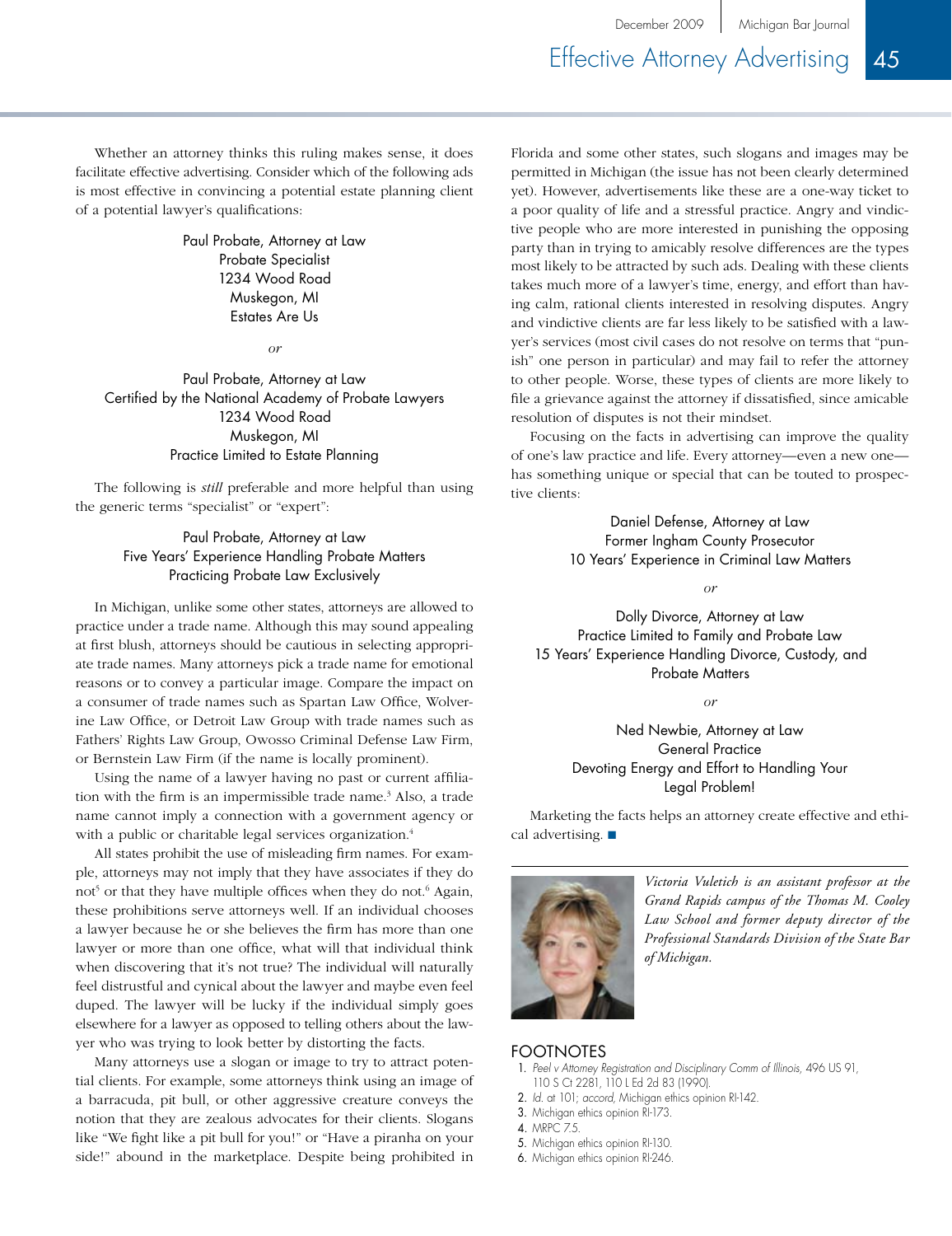Whether an attorney thinks this ruling makes sense, it does facilitate effective advertising. Consider which of the following ads is most effective in convincing a potential estate planning client of a potential lawyer's qualifications:

Paul Probate, Attorney at Law
Probate Specialist
1234 Wood Road
Muskegon, MI
Estates Are Us

*or*

Paul Probate, Attorney at Law
Certified by the National Academy of Probate Lawyers
1234 Wood Road
Muskegon, MI
Practice Limited to Estate Planning

The following is *still* preferable and more helpful than using the generic terms "specialist" or "expert":

Paul Probate, Attorney at Law
Five Years' Experience Handling Probate Matters
Practicing Probate Law Exclusively

In Michigan, unlike some other states, attorneys are allowed to practice under a trade name. Although this may sound appealing at first blush, attorneys should be cautious in selecting appropriate trade names. Many attorneys pick a trade name for emotional reasons or to convey a particular image. Compare the impact on a consumer of trade names such as Spartan Law Office, Wolverine Law Office, or Detroit Law Group with trade names such as Fathers' Rights Law Group, Owosso Criminal Defense Law Firm, or Bernstein Law Firm (if the name is locally prominent).

Using the name of a lawyer having no past or current affiliation with the firm is an impermissible trade name.[3] Also, a trade name cannot imply a connection with a government agency or with a public or charitable legal services organization.[4]

All states prohibit the use of misleading firm names. For example, attorneys may not imply that they have associates if they do not[5] or that they have multiple offices when they do not.[6] Again, these prohibitions serve attorneys well. If an individual chooses a lawyer because he or she believes the firm has more than one lawyer or more than one office, what will that individual think when discovering that it's not true? The individual will naturally feel distrustful and cynical about the lawyer and maybe even feel duped. The lawyer will be lucky if the individual simply goes elsewhere for a lawyer as opposed to telling others about the lawyer who was trying to look better by distorting the facts.

Many attorneys use a slogan or image to try to attract potential clients. For example, some attorneys think using an image of a barracuda, pit bull, or other aggressive creature conveys the notion that they are zealous advocates for their clients. Slogans like "We fight like a pit bull for you!" or "Have a piranha on your side!" abound in the marketplace. Despite being prohibited in Florida and some other states, such slogans and images may be permitted in Michigan (the issue has not been clearly determined yet). However, advertisements like these are a one-way ticket to a poor quality of life and a stressful practice. Angry and vindictive people who are more interested in punishing the opposing party than in trying to amicably resolve differences are the types most likely to be attracted by such ads. Dealing with these clients takes much more of a lawyer's time, energy, and effort than having calm, rational clients interested in resolving disputes. Angry and vindictive clients are far less likely to be satisfied with a lawyer's services (most civil cases do not resolve on terms that "punish" one person in particular) and may fail to refer the attorney to other people. Worse, these types of clients are more likely to file a grievance against the attorney if dissatisfied, since amicable resolution of disputes is not their mindset.

Focusing on the facts in advertising can improve the quality of one's law practice and life. Every attorney—even a new one—has something unique or special that can be touted to prospective clients:

Daniel Defense, Attorney at Law
Former Ingham County Prosecutor
10 Years' Experience in Criminal Law Matters

*or*

Dolly Divorce, Attorney at Law
Practice Limited to Family and Probate Law
15 Years' Experience Handling Divorce, Custody, and Probate Matters

*or*

Ned Newbie, Attorney at Law
General Practice
Devoting Energy and Effort to Handling Your Legal Problem!

Marketing the facts helps an attorney create effective and ethical advertising. ■

*Victoria Vuletich is an assistant professor at the Grand Rapids campus of the Thomas M. Cooley Law School and former deputy director of the Professional Standards Division of the State Bar of Michigan.*

## FOOTNOTES

1. *Peel v Attorney Registration and Disciplinary Comm of Illinois,* 496 US 91, 110 S Ct 2281, 110 L Ed 2d 83 (1990).
2. *Id.* at 101; *accord,* Michigan ethics opinion RI-142.
3. Michigan ethics opinion RI-173.
4. MRPC 7.5.
5. Michigan ethics opinion RI-130.
6. Michigan ethics opinion RI-246.